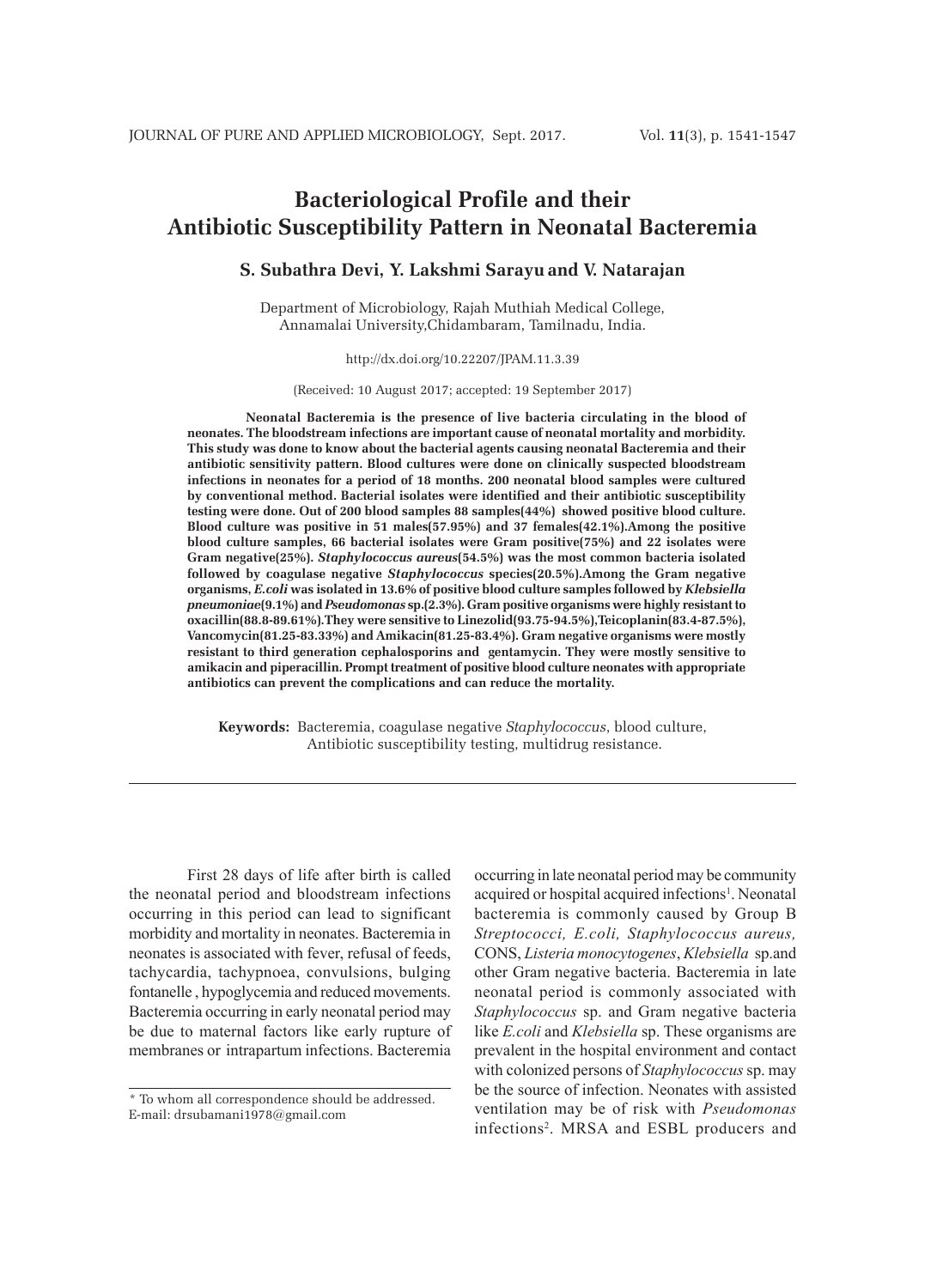# Bacteriological Profile and their Antibiotic Susceptibility Pattern in Neonatal Bacteremia

**S. Subathra Devi, Y. Lakshmi Sarayu and V. Natarajan**

Department of Microbiology, Rajah Muthiah Medical College, Annamalai University,Chidambaram, Tamilnadu, India.

http://dx.doi.org/10.22207/JPAM.11.3.39

(Received: 10 August 2017; accepted: 19 September 2017)

**Neonatal Bacteremia is the presence of live bacteria circulating in the blood of neonates. The bloodstream infections are important cause of neonatal mortality and morbidity. This study was done to know about the bacterial agents causing neonatal Bacteremia and their antibiotic sensitivity pattern. Blood cultures were done on clinically suspected bloodstream infections in neonates for a period of 18 months. 200 neonatal blood samples were cultured by conventional method. Bacterial isolates were identified and their antibiotic susceptibility testing were done. Out of 200 blood samples 88 samples(44%) showed positive blood culture. Blood culture was positive in 51 males(57.95%) and 37 females(42.1%).Among the positive blood culture samples, 66 bacterial isolates were Gram positive(75%) and 22 isolates were Gram negative(25%). *Staphylococcus aureus*(54.5%) was the most common bacteria isolated followed by coagulase negative *Staphylococcus* species(20.5%).Among the Gram negative organisms, *E.coli* was isolated in 13.6% of positive blood culture samples followed by *Klebsiella pneumoniae*(9.1%) and *Pseudomonas* sp.(2.3%). Gram positive organisms were highly resistant to oxacillin(88.8-89.61%).They were sensitive to Linezolid(93.75-94.5%),Teicoplanin(83.4-87.5%), Vancomycin(81.25-83.33%) and Amikacin(81.25-83.4%). Gram negative organisms were mostly resistant to third generation cephalosporins and gentamycin. They were mostly sensitive to amikacin and piperacillin. Prompt treatment of positive blood culture neonates with appropriate antibiotics can prevent the complications and can reduce the mortality.**

**Keywords:** Bacteremia, coagulase negative *Staphylococcus*, blood culture, Antibiotic susceptibility testing, multidrug resistance.

---

First 28 days of life after birth is called the neonatal period and bloodstream infections occurring in this period can lead to significant morbidity and mortality in neonates. Bacteremia in neonates is associated with fever, refusal of feeds, tachycardia, tachypnoea, convulsions, bulging fontanelle , hypoglycemia and reduced movements. Bacteremia occurring in early neonatal period may be due to maternal factors like early rupture of membranes or intrapartum infections. Bacteremia occurring in late neonatal period may be community acquired or hospital acquired infections[1]. Neonatal bacteremia is commonly caused by Group B *Streptococci, E.coli, Staphylococcus aureus,* CONS, *Listeria monocytogenes*, *Klebsiella* sp.and other Gram negative bacteria. Bacteremia in late neonatal period is commonly associated with *Staphylococcus* sp. and Gram negative bacteria like *E.coli* and *Klebsiella* sp. These organisms are prevalent in the hospital environment and contact with colonized persons of *Staphylococcus* sp. may be the source of infection. Neonates with assisted ventilation may be of risk with *Pseudomonas* infections[2]. MRSA and ESBL producers and

---

\* To whom all correspondence should be addressed.
E-mail: drsubamani1978@gmail.com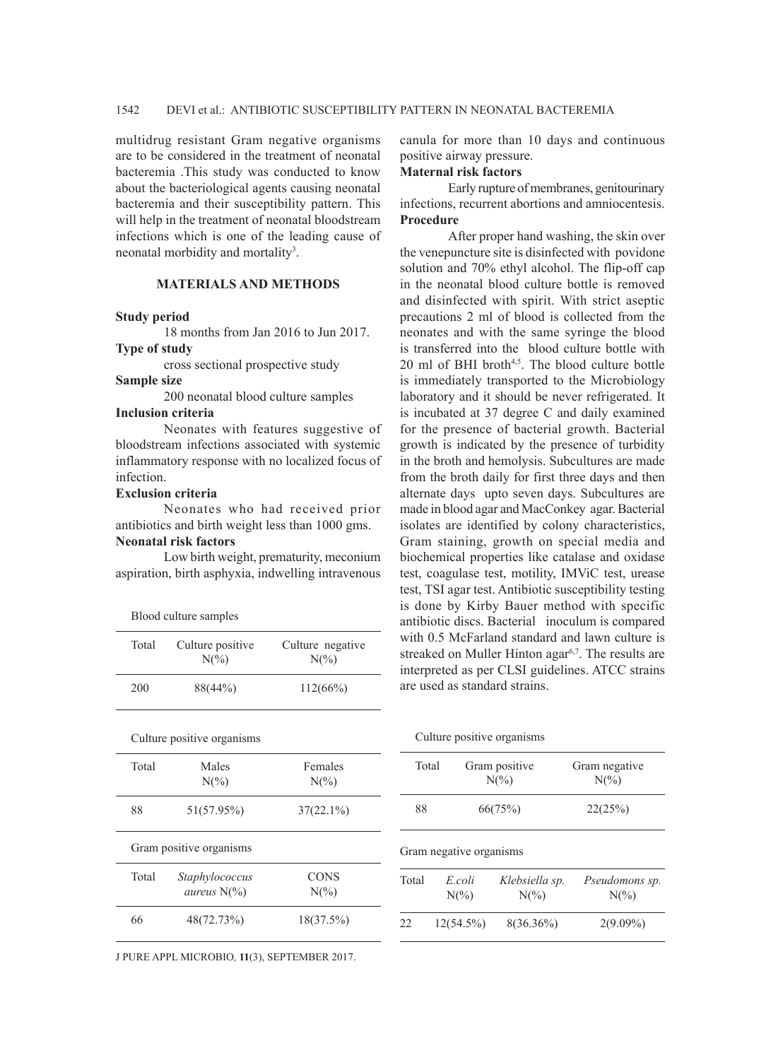multidrug resistant Gram negative organisms are to be considered in the treatment of neonatal bacteremia .This study was conducted to know about the bacteriological agents causing neonatal bacteremia and their susceptibility pattern. This will help in the treatment of neonatal bloodstream infections which is one of the leading cause of neonatal morbidity and mortality[3].

## MATERIALS AND METHODS

**Study period**

18 months from Jan 2016 to Jun 2017.

**Type of study**

cross sectional prospective study

**Sample size**

200 neonatal blood culture samples

**Inclusion criteria**

Neonates with features suggestive of bloodstream infections associated with systemic inflammatory response with no localized focus of infection.

**Exclusion criteria**

Neonates who had received prior antibiotics and birth weight less than 1000 gms.

**Neonatal risk factors**

Low birth weight, prematurity, meconium aspiration, birth asphyxia, indwelling intravenous canula for more than 10 days and continuous positive airway pressure.

**Maternal risk factors**

Early rupture of membranes, genitourinary infections, recurrent abortions and amniocentesis.

**Procedure**

After proper hand washing, the skin over the venepuncture site is disinfected with povidone solution and 70% ethyl alcohol. The flip-off cap in the neonatal blood culture bottle is removed and disinfected with spirit. With strict aseptic precautions 2 ml of blood is collected from the neonates and with the same syringe the blood is transferred into the blood culture bottle with 20 ml of BHI broth[4,5]. The blood culture bottle is immediately transported to the Microbiology laboratory and it should be never refrigerated. It is incubated at 37 degree C and daily examined for the presence of bacterial growth. Bacterial growth is indicated by the presence of turbidity in the broth and hemolysis. Subcultures are made from the broth daily for first three days and then alternate days upto seven days. Subcultures are made in blood agar and MacConkey agar. Bacterial isolates are identified by colony characteristics, Gram staining, growth on special media and biochemical properties like catalase and oxidase test, coagulase test, motility, IMViC test, urease test, TSI agar test. Antibiotic susceptibility testing is done by Kirby Bauer method with specific antibiotic discs. Bacterial inoculum is compared with 0.5 McFarland standard and lawn culture is streaked on Muller Hinton agar[6,7]. The results are interpreted as per CLSI guidelines. ATCC strains are used as standard strains.

Blood culture samples

| Total | Culture positive N(%) | Culture negative N(%) |
|---|---|---|
| 200 | 88(44%) | 112(66%) |

Culture positive organisms

| Total | Males N(%) | Females N(%) |
|---|---|---|
| 88 | 51(57.95%) | 37(22.1%) |

Gram positive organisms

| Total | *Staphylococcus aureus* N(%) | CONS N(%) |
|---|---|---|
| 66 | 48(72.73%) | 18(37.5%) |

Culture positive organisms

| Total | Gram positive N(%) | Gram negative N(%) |
|---|---|---|
| 88 | 66(75%) | 22(25%) |

Gram negative organisms

| Total | *E.coli* N(%) | *Klebsiella sp.* N(%) | *Pseudomons sp.* N(%) |
|---|---|---|---|
| 22 | 12(54.5%) | 8(36.36%) | 2(9.09%) |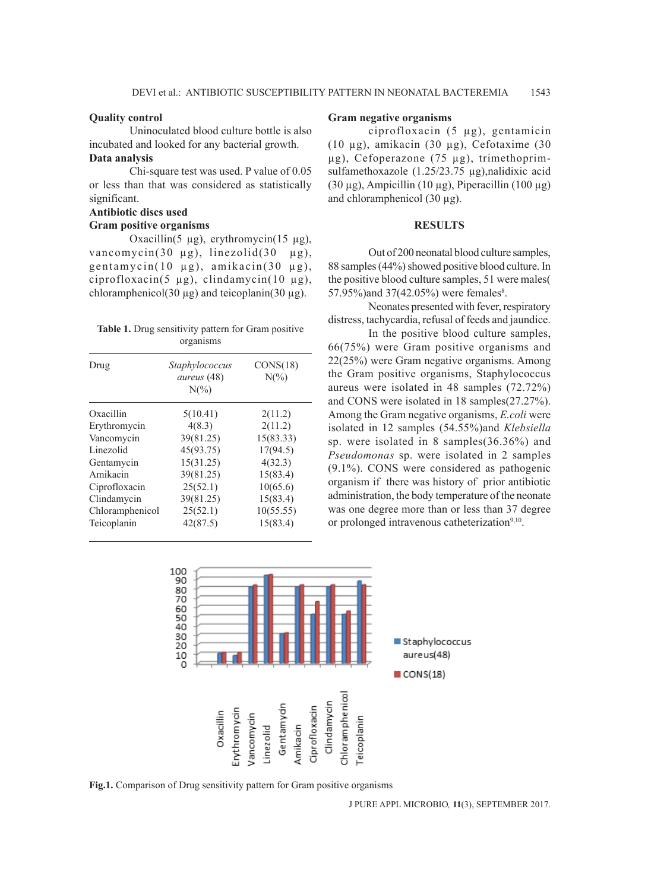**Quality control**

Uninoculated blood culture bottle is also incubated and looked for any bacterial growth.

**Data analysis**

Chi-square test was used. P value of 0.05 or less than that was considered as statistically significant.

**Antibiotic discs used**

**Gram positive organisms**

Oxacillin(5 µg), erythromycin(15 µg), vancomycin(30 µg), linezolid(30 µg), gentamycin(10 µg), amikacin(30 µg), ciprofloxacin(5 µg), clindamycin(10 µg), chloramphenicol(30 µg) and teicoplanin(30 µg).

Table 1. Drug sensitivity pattern for Gram positive organisms

| Drug | *Staphylococcus aureus* (48) N(%) | CONS(18) N(%) |
|---|---|---|
| Oxacillin | 5(10.41) | 2(11.2) |
| Erythromycin | 4(8.3) | 2(11.2) |
| Vancomycin | 39(81.25) | 15(83.33) |
| Linezolid | 45(93.75) | 17(94.5) |
| Gentamycin | 15(31.25) | 4(32.3) |
| Amikacin | 39(81.25) | 15(83.4) |
| Ciprofloxacin | 25(52.1) | 10(65.6) |
| Clindamycin | 39(81.25) | 15(83.4) |
| Chloramphenicol | 25(52.1) | 10(55.55) |
| Teicoplanin | 42(87.5) | 15(83.4) |

**Gram negative organisms**

ciprofloxacin (5 µg), gentamicin (10 µg), amikacin (30 µg), Cefotaxime (30 µg), Cefoperazone (75 µg), trimethoprim-sulfamethoxazole (1.25/23.75 µg),nalidixic acid (30 µg), Ampicillin (10 µg), Piperacillin (100 µg) and chloramphenicol (30 µg).

## RESULTS

Out of 200 neonatal blood culture samples, 88 samples (44%) showed positive blood culture. In the positive blood culture samples, 51 were males( 57.95%)and 37(42.05%) were females[8].

Neonates presented with fever, respiratory distress, tachycardia, refusal of feeds and jaundice.

In the positive blood culture samples, 66(75%) were Gram positive organisms and 22(25%) were Gram negative organisms. Among the Gram positive organisms, Staphylococcus aureus were isolated in 48 samples (72.72%) and CONS were isolated in 18 samples(27.27%). Among the Gram negative organisms, *E.coli* were isolated in 12 samples (54.55%)and *Klebsiella* sp. were isolated in 8 samples(36.36%) and *Pseudomonas* sp. were isolated in 2 samples (9.1%). CONS were considered as pathogenic organism if there was history of prior antibiotic administration, the body temperature of the neonate was one degree more than or less than 37 degree or prolonged intravenous catheterization[9,10].

Fig.1. Comparison of Drug sensitivity pattern for Gram positive organisms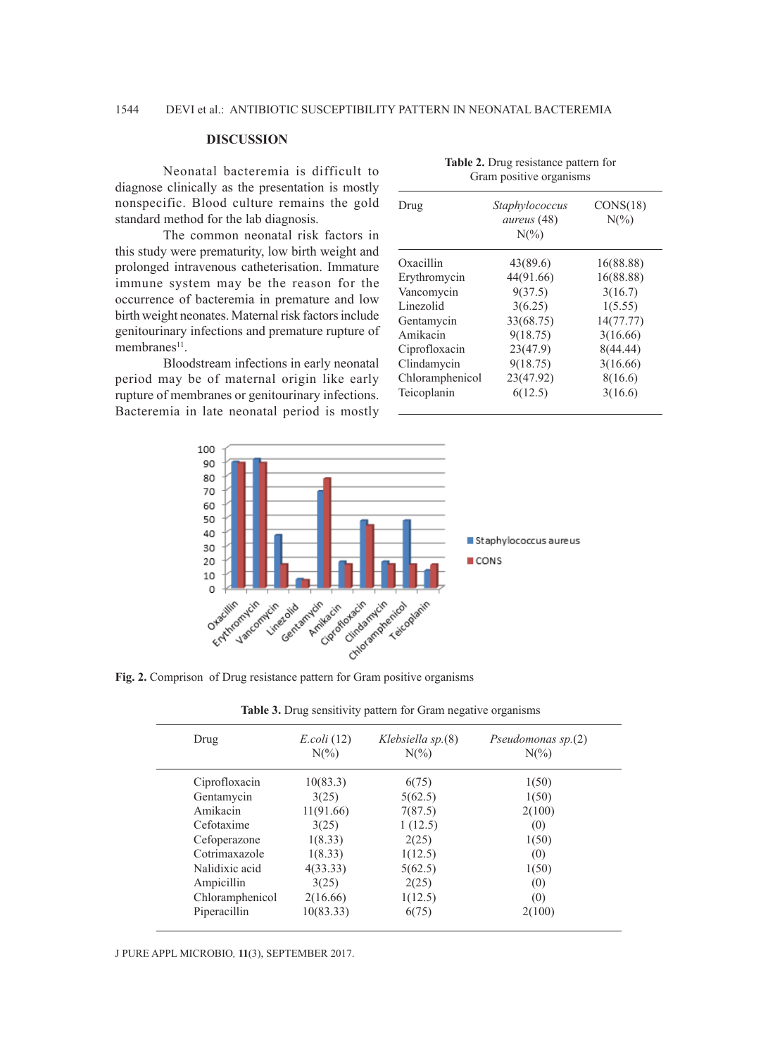## DISCUSSION

Neonatal bacteremia is difficult to diagnose clinically as the presentation is mostly nonspecific. Blood culture remains the gold standard method for the lab diagnosis.

The common neonatal risk factors in this study were prematurity, low birth weight and prolonged intravenous catheterisation. Immature immune system may be the reason for the occurrence of bacteremia in premature and low birth weight neonates. Maternal risk factors include genitourinary infections and premature rupture of membranes[11].

Bloodstream infections in early neonatal period may be of maternal origin like early rupture of membranes or genitourinary infections. Bacteremia in late neonatal period is mostly

**Table 2.** Drug resistance pattern for Gram positive organisms

| Drug | *Staphylococcus aureus* (48) N(%) | CONS(18) N(%) |
|---|---|---|
| Oxacillin | 43(89.6) | 16(88.88) |
| Erythromycin | 44(91.66) | 16(88.88) |
| Vancomycin | 9(37.5) | 3(16.7) |
| Linezolid | 3(6.25) | 1(5.55) |
| Gentamycin | 33(68.75) | 14(77.77) |
| Amikacin | 9(18.75) | 3(16.66) |
| Ciprofloxacin | 23(47.9) | 8(44.44) |
| Clindamycin | 9(18.75) | 3(16.66) |
| Chloramphenicol | 23(47.92) | 8(16.6) |
| Teicoplanin | 6(12.5) | 3(16.6) |

**Fig. 2.** Comprison of Drug resistance pattern for Gram positive organisms

**Table 3.** Drug sensitivity pattern for Gram negative organisms

| Drug | *E.coli* (12) N(%) | *Klebsiella sp.*(8) N(%) | *Pseudomonas sp.*(2) N(%) |
|---|---|---|---|
| Ciprofloxacin | 10(83.3) | 6(75) | 1(50) |
| Gentamycin | 3(25) | 5(62.5) | 1(50) |
| Amikacin | 11(91.66) | 7(87.5) | 2(100) |
| Cefotaxime | 3(25) | 1 (12.5) | (0) |
| Cefoperazone | 1(8.33) | 2(25) | 1(50) |
| Cotrimaxazole | 1(8.33) | 1(12.5) | (0) |
| Nalidixic acid | 4(33.33) | 5(62.5) | 1(50) |
| Ampicillin | 3(25) | 2(25) | (0) |
| Chloramphenicol | 2(16.66) | 1(12.5) | (0) |
| Piperacillin | 10(83.33) | 6(75) | 2(100) |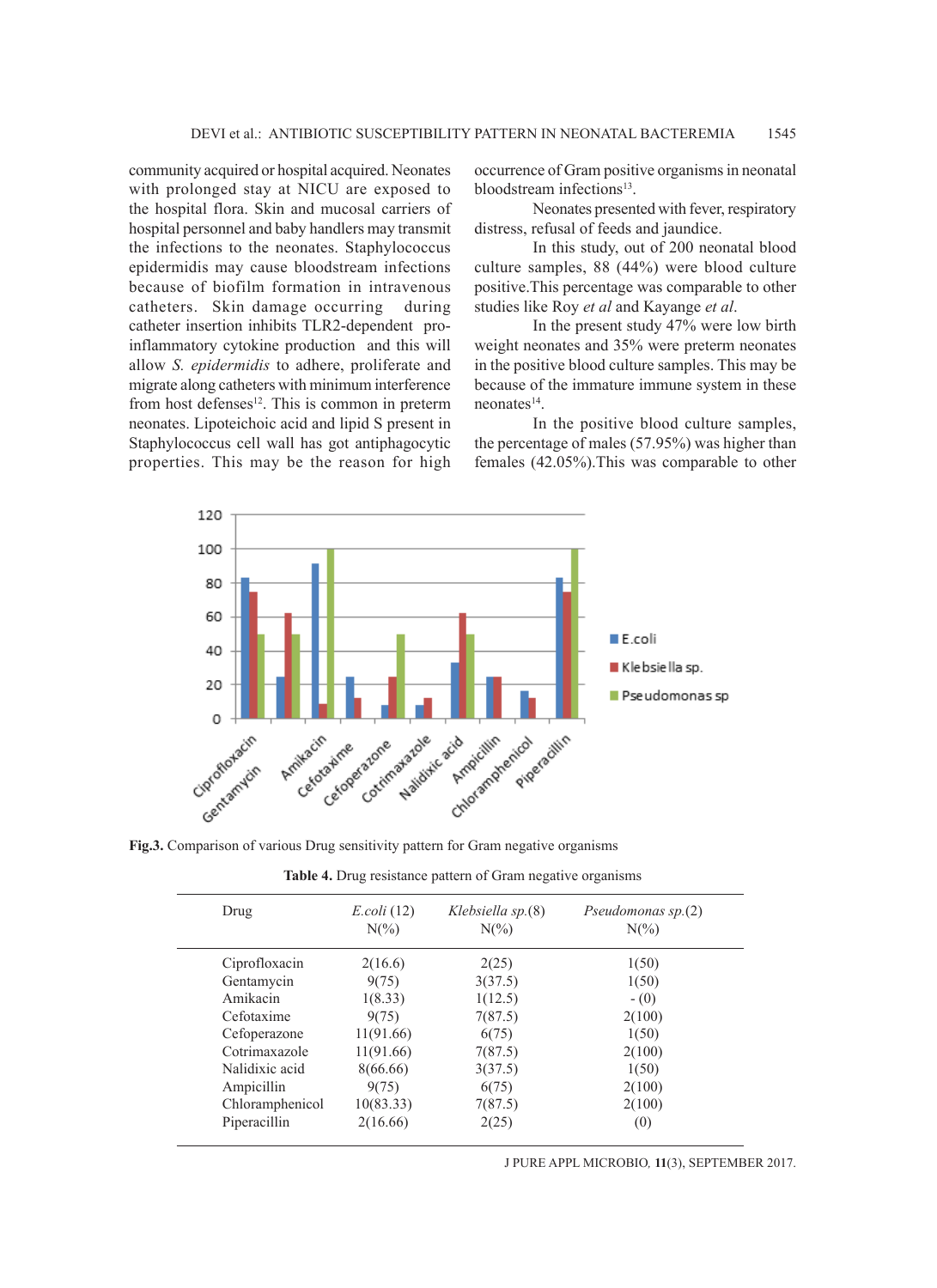community acquired or hospital acquired. Neonates with prolonged stay at NICU are exposed to the hospital flora. Skin and mucosal carriers of hospital personnel and baby handlers may transmit the infections to the neonates. Staphylococcus epidermidis may cause bloodstream infections because of biofilm formation in intravenous catheters. Skin damage occurring during catheter insertion inhibits TLR2-dependent pro-inflammatory cytokine production and this will allow *S. epidermidis* to adhere, proliferate and migrate along catheters with minimum interference from host defenses[12]. This is common in preterm neonates. Lipoteichoic acid and lipid S present in Staphylococcus cell wall has got antiphagocytic properties. This may be the reason for high occurrence of Gram positive organisms in neonatal bloodstream infections[13].

Neonates presented with fever, respiratory distress, refusal of feeds and jaundice.

In this study, out of 200 neonatal blood culture samples, 88 (44%) were blood culture positive.This percentage was comparable to other studies like Roy *et al* and Kayange *et al*.

In the present study 47% were low birth weight neonates and 35% were preterm neonates in the positive blood culture samples. This may be because of the immature immune system in these neonates[14].

In the positive blood culture samples, the percentage of males (57.95%) was higher than females (42.05%).This was comparable to other

**Fig.3.** Comparison of various Drug sensitivity pattern for Gram negative organisms

**Table 4.** Drug resistance pattern of Gram negative organisms

| Drug | *E.coli* (12) N(%) | *Klebsiella sp.*(8) N(%) | *Pseudomonas sp.*(2) N(%) |
|---|---|---|---|
| Ciprofloxacin | 2(16.6) | 2(25) | 1(50) |
| Gentamycin | 9(75) | 3(37.5) | 1(50) |
| Amikacin | 1(8.33) | 1(12.5) | - (0) |
| Cefotaxime | 9(75) | 7(87.5) | 2(100) |
| Cefoperazone | 11(91.66) | 6(75) | 1(50) |
| Cotrimaxazole | 11(91.66) | 7(87.5) | 2(100) |
| Nalidixic acid | 8(66.66) | 3(37.5) | 1(50) |
| Ampicillin | 9(75) | 6(75) | 2(100) |
| Chloramphenicol | 10(83.33) | 7(87.5) | 2(100) |
| Piperacillin | 2(16.66) | 2(25) | (0) |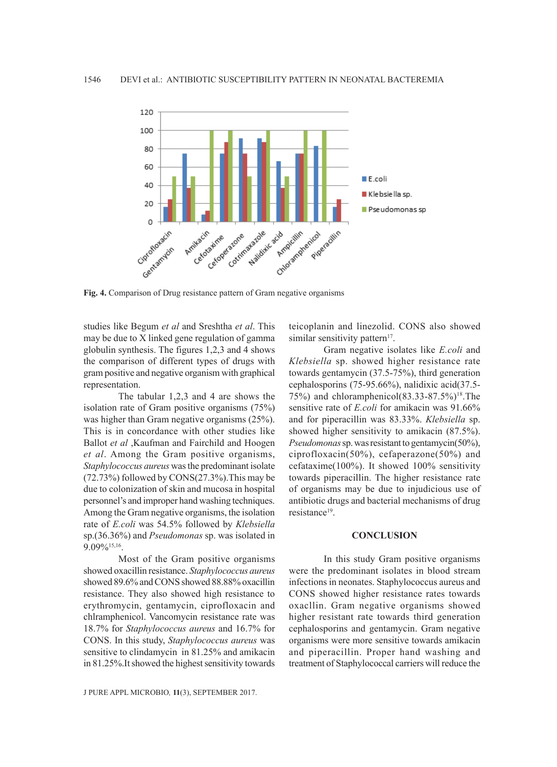Fig. 4. Comparison of Drug resistance pattern of Gram negative organisms

studies like Begum *et al* and Sreshtha *et al*. This may be due to X linked gene regulation of gamma globulin synthesis. The figures 1,2,3 and 4 shows the comparison of different types of drugs with gram positive and negative organism with graphical representation.

The tabular 1,2,3 and 4 are shows the isolation rate of Gram positive organisms (75%) was higher than Gram negative organisms (25%). This is in concordance with other studies like Ballot *et al* ,Kaufman and Fairchild and Hoogen *et al*. Among the Gram positive organisms, *Staphylococcus aureus* was the predominant isolate (72.73%) followed by CONS(27.3%).This may be due to colonization of skin and mucosa in hospital personnel's and improper hand washing techniques. Among the Gram negative organisms, the isolation rate of *E.coli* was 54.5% followed by *Klebsiella* sp.(36.36%) and *Pseudomonas* sp. was isolated in 9.09%[15,16].

Most of the Gram positive organisms showed oxacillin resistance. *Staphylococcus aureus* showed 89.6% and CONS showed 88.88% oxacillin resistance. They also showed high resistance to erythromycin, gentamycin, ciprofloxacin and chlramphenicol. Vancomycin resistance rate was 18.7% for *Staphylococcus aureus* and 16.7% for CONS. In this study, *Staphylococcus aureus* was sensitive to clindamycin in 81.25% and amikacin in 81.25%.It showed the highest sensitivity towards teicoplanin and linezolid. CONS also showed similar sensitivity pattern[17].

Gram negative isolates like *E.coli* and *Klebsiella* sp. showed higher resistance rate towards gentamycin (37.5-75%), third generation cephalosporins (75-95.66%), nalidixic acid(37.5-75%) and chloramphenicol(83.33-87.5%)[18].The sensitive rate of *E.coli* for amikacin was 91.66% and for piperacillin was 83.33%. *Klebsiella* sp. showed higher sensitivity to amikacin (87.5%). *Pseudomonas* sp. was resistant to gentamycin(50%), ciprofloxacin(50%), cefaperazone(50%) and cefataxime(100%). It showed 100% sensitivity towards piperacillin. The higher resistance rate of organisms may be due to injudicious use of antibiotic drugs and bacterial mechanisms of drug resistance[19].

## CONCLUSION

In this study Gram positive organisms were the predominant isolates in blood stream infections in neonates. Staphylococcus aureus and CONS showed higher resistance rates towards oxacllin. Gram negative organisms showed higher resistant rate towards third generation cephalosporins and gentamycin. Gram negative organisms were more sensitive towards amikacin and piperacillin. Proper hand washing and treatment of Staphylococcal carriers will reduce the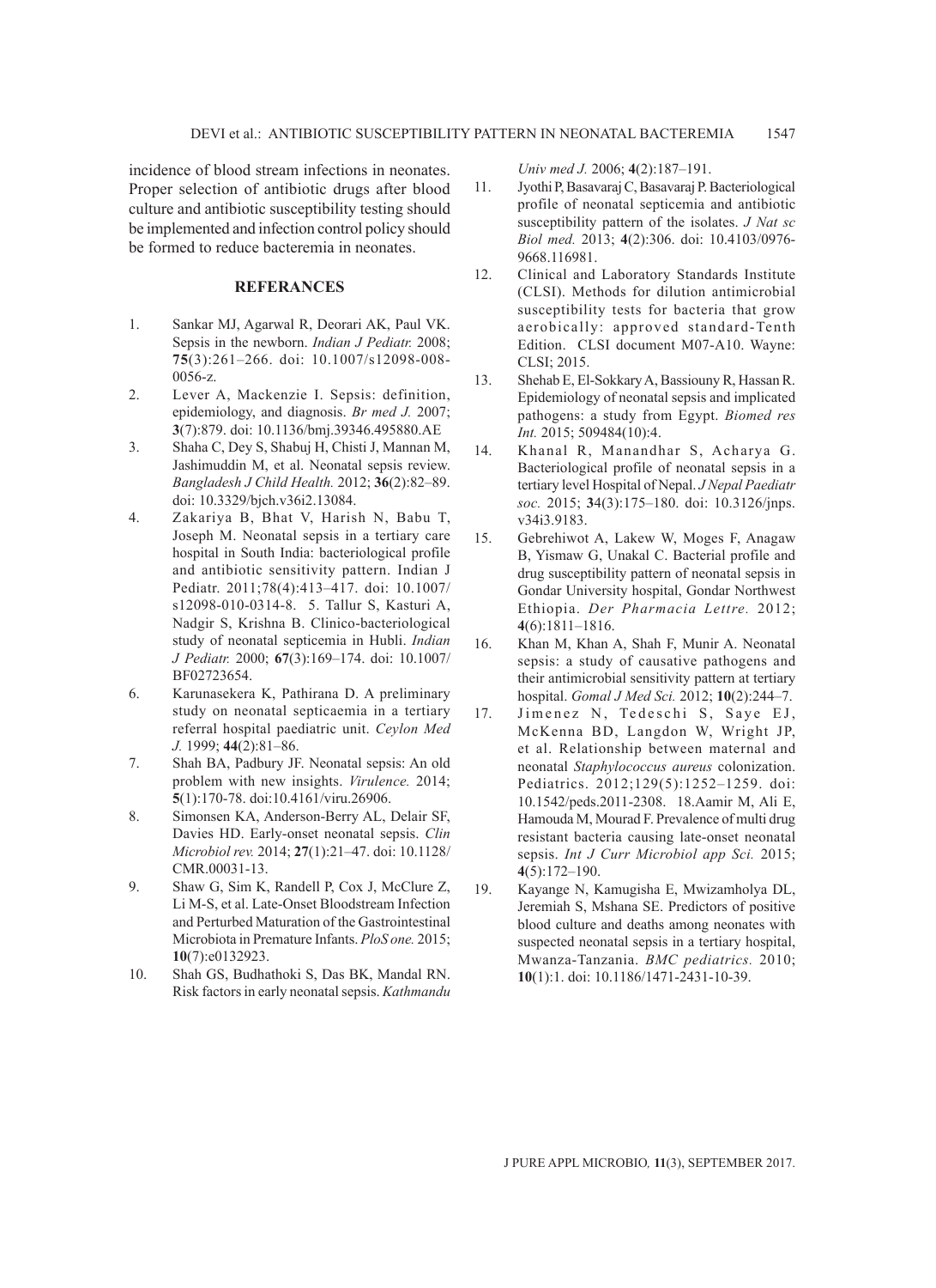incidence of blood stream infections in neonates. Proper selection of antibiotic drugs after blood culture and antibiotic susceptibility testing should be implemented and infection control policy should be formed to reduce bacteremia in neonates.

## REFERANCES

1. Sankar MJ, Agarwal R, Deorari AK, Paul VK. Sepsis in the newborn. *Indian J Pediatr.* 2008; **75**(3):261–266. doi: 10.1007/s12098-008-0056-z.
2. Lever A, Mackenzie I. Sepsis: definition, epidemiology, and diagnosis. *Br med J.* 2007; **3**(7):879. doi: 10.1136/bmj.39346.495880.AE
3. Shaha C, Dey S, Shabuj H, Chisti J, Mannan M, Jashimuddin M, et al. Neonatal sepsis review. *Bangladesh J Child Health.* 2012; **36**(2):82–89. doi: 10.3329/bjch.v36i2.13084.
4. Zakariya B, Bhat V, Harish N, Babu T, Joseph M. Neonatal sepsis in a tertiary care hospital in South India: bacteriological profile and antibiotic sensitivity pattern. Indian J Pediatr. 2011;78(4):413–417. doi: 10.1007/s12098-010-0314-8. 5. Tallur S, Kasturi A, Nadgir S, Krishna B. Clinico-bacteriological study of neonatal septicemia in Hubli. *Indian J Pediatr.* 2000; **67**(3):169–174. doi: 10.1007/BF02723654.
6. Karunasekera K, Pathirana D. A preliminary study on neonatal septicaemia in a tertiary referral hospital paediatric unit. *Ceylon Med J.* 1999; **44**(2):81–86.
7. Shah BA, Padbury JF. Neonatal sepsis: An old problem with new insights. *Virulence.* 2014; **5**(1):170-78. doi:10.4161/viru.26906.
8. Simonsen KA, Anderson-Berry AL, Delair SF, Davies HD. Early-onset neonatal sepsis. *Clin Microbiol rev.* 2014; **27**(1):21–47. doi: 10.1128/CMR.00031-13.
9. Shaw G, Sim K, Randell P, Cox J, McClure Z, Li M-S, et al. Late-Onset Bloodstream Infection and Perturbed Maturation of the Gastrointestinal Microbiota in Premature Infants. *PloS one.* 2015; **10**(7):e0132923.
10. Shah GS, Budhathoki S, Das BK, Mandal RN. Risk factors in early neonatal sepsis. *Kathmandu Univ med J.* 2006; **4**(2):187–191.
11. Jyothi P, Basavaraj C, Basavaraj P. Bacteriological profile of neonatal septicemia and antibiotic susceptibility pattern of the isolates. *J Nat sc Biol med.* 2013; **4**(2):306. doi: 10.4103/0976-9668.116981.
12. Clinical and Laboratory Standards Institute (CLSI). Methods for dilution antimicrobial susceptibility tests for bacteria that grow aerobically: approved standard-Tenth Edition. CLSI document M07-A10. Wayne: CLSI; 2015.
13. Shehab E, El-Sokkary A, Bassiouny R, Hassan R. Epidemiology of neonatal sepsis and implicated pathogens: a study from Egypt. *Biomed res Int.* 2015; 509484(10):4.
14. Khanal R, Manandhar S, Acharya G. Bacteriological profile of neonatal sepsis in a tertiary level Hospital of Nepal. *J Nepal Paediatr soc.* 2015; **34**(3):175–180. doi: 10.3126/jnps.v34i3.9183.
15. Gebrehiwot A, Lakew W, Moges F, Anagaw B, Yismaw G, Unakal C. Bacterial profile and drug susceptibility pattern of neonatal sepsis in Gondar University hospital, Gondar Northwest Ethiopia. *Der Pharmacia Lettre.* 2012; **4**(6):1811–1816.
16. Khan M, Khan A, Shah F, Munir A. Neonatal sepsis: a study of causative pathogens and their antimicrobial sensitivity pattern at tertiary hospital. *Gomal J Med Sci.* 2012; **10**(2):244–7.
17. Jimenez N, Tedeschi S, Saye EJ, McKenna BD, Langdon W, Wright JP, et al. Relationship between maternal and neonatal *Staphylococcus aureus* colonization. Pediatrics. 2012;129(5):1252–1259. doi: 10.1542/peds.2011-2308. 18.Aamir M, Ali E, Hamouda M, Mourad F. Prevalence of multi drug resistant bacteria causing late-onset neonatal sepsis. *Int J Curr Microbiol app Sci.* 2015; **4**(5):172–190.
19. Kayange N, Kamugisha E, Mwizamholya DL, Jeremiah S, Mshana SE. Predictors of positive blood culture and deaths among neonates with suspected neonatal sepsis in a tertiary hospital, Mwanza-Tanzania. *BMC pediatrics.* 2010; **10**(1):1. doi: 10.1186/1471-2431-10-39.